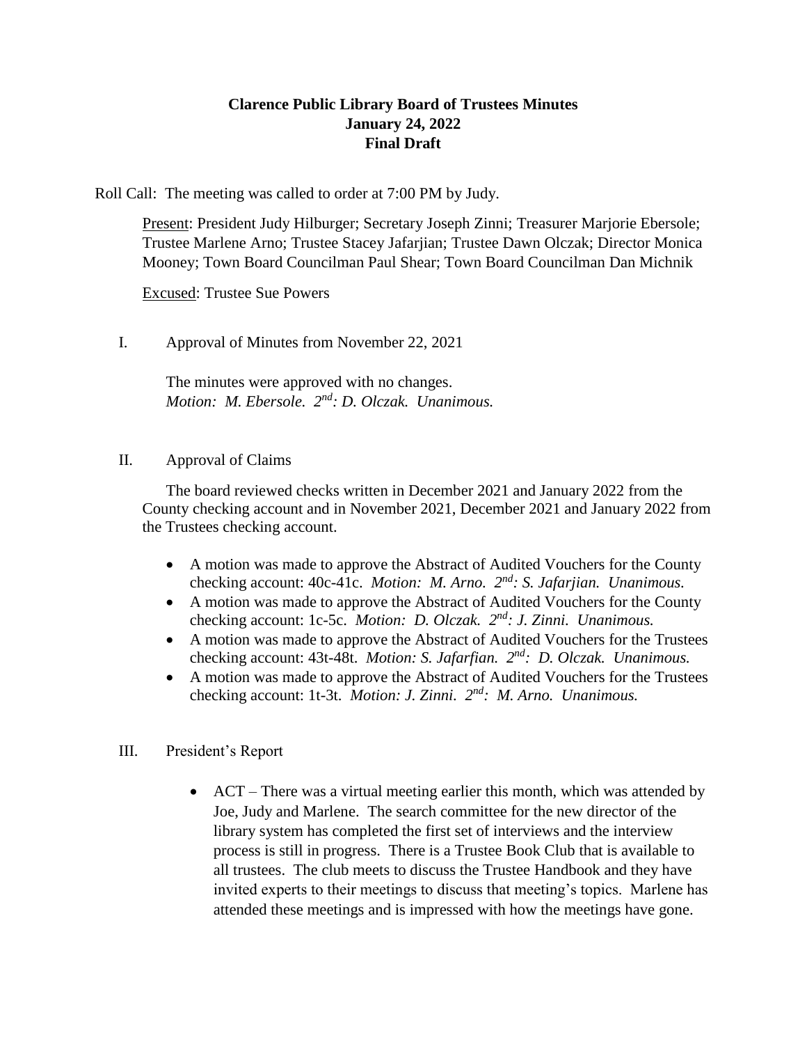# Clarence Public Library Board of Trustees Minutes
## January 24, 2022
## Final Draft

Roll Call: The meeting was called to order at 7:00 PM by Judy.

Present: President Judy Hilburger; Secretary Joseph Zinni; Treasurer Marjorie Ebersole; Trustee Marlene Arno; Trustee Stacey Jafarjian; Trustee Dawn Olczak; Director Monica Mooney; Town Board Councilman Paul Shear; Town Board Councilman Dan Michnik

Excused: Trustee Sue Powers

I. Approval of Minutes from November 22, 2021

The minutes were approved with no changes.
*Motion: M. Ebersole. 2nd: D. Olczak. Unanimous.*

II. Approval of Claims

The board reviewed checks written in December 2021 and January 2022 from the County checking account and in November 2021, December 2021 and January 2022 from the Trustees checking account.

- A motion was made to approve the Abstract of Audited Vouchers for the County checking account: 40c-41c. *Motion: M. Arno. 2nd: S. Jafarjian. Unanimous.*
- A motion was made to approve the Abstract of Audited Vouchers for the County checking account: 1c-5c. *Motion: D. Olczak. 2nd: J. Zinni. Unanimous.*
- A motion was made to approve the Abstract of Audited Vouchers for the Trustees checking account: 43t-48t. *Motion: S. Jafarfian. 2nd: D. Olczak. Unanimous.*
- A motion was made to approve the Abstract of Audited Vouchers for the Trustees checking account: 1t-3t. *Motion: J. Zinni. 2nd: M. Arno. Unanimous.*

III. President's Report

- ACT – There was a virtual meeting earlier this month, which was attended by Joe, Judy and Marlene. The search committee for the new director of the library system has completed the first set of interviews and the interview process is still in progress. There is a Trustee Book Club that is available to all trustees. The club meets to discuss the Trustee Handbook and they have invited experts to their meetings to discuss that meeting's topics. Marlene has attended these meetings and is impressed with how the meetings have gone.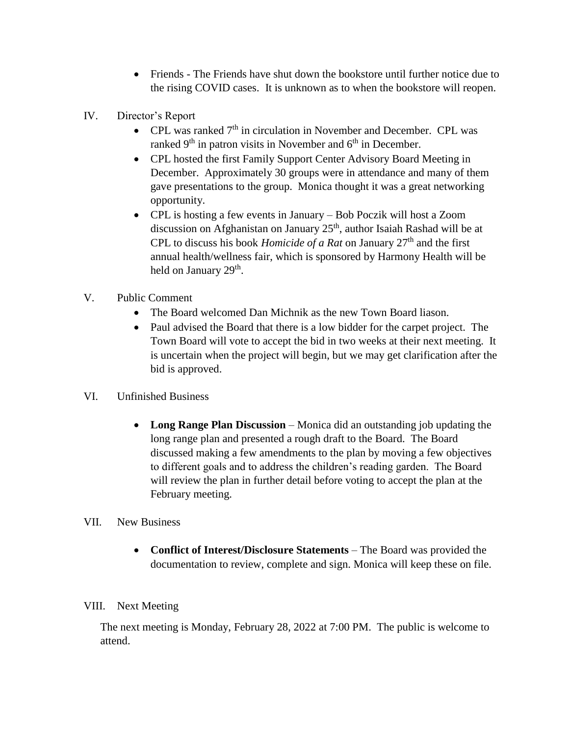- Friends - The Friends have shut down the bookstore until further notice due to the rising COVID cases. It is unknown as to when the bookstore will reopen.

IV. Director's Report

- CPL was ranked 7th in circulation in November and December. CPL was ranked 9th in patron visits in November and 6th in December.
- CPL hosted the first Family Support Center Advisory Board Meeting in December. Approximately 30 groups were in attendance and many of them gave presentations to the group. Monica thought it was a great networking opportunity.
- CPL is hosting a few events in January – Bob Poczik will host a Zoom discussion on Afghanistan on January 25th, author Isaiah Rashad will be at CPL to discuss his book *Homicide of a Rat* on January 27th and the first annual health/wellness fair, which is sponsored by Harmony Health will be held on January 29th.

V. Public Comment

- The Board welcomed Dan Michnik as the new Town Board liason.
- Paul advised the Board that there is a low bidder for the carpet project. The Town Board will vote to accept the bid in two weeks at their next meeting. It is uncertain when the project will begin, but we may get clarification after the bid is approved.

VI. Unfinished Business

- **Long Range Plan Discussion** – Monica did an outstanding job updating the long range plan and presented a rough draft to the Board. The Board discussed making a few amendments to the plan by moving a few objectives to different goals and to address the children's reading garden. The Board will review the plan in further detail before voting to accept the plan at the February meeting.

VII. New Business

- **Conflict of Interest/Disclosure Statements** – The Board was provided the documentation to review, complete and sign. Monica will keep these on file.

VIII. Next Meeting

The next meeting is Monday, February 28, 2022 at 7:00 PM. The public is welcome to attend.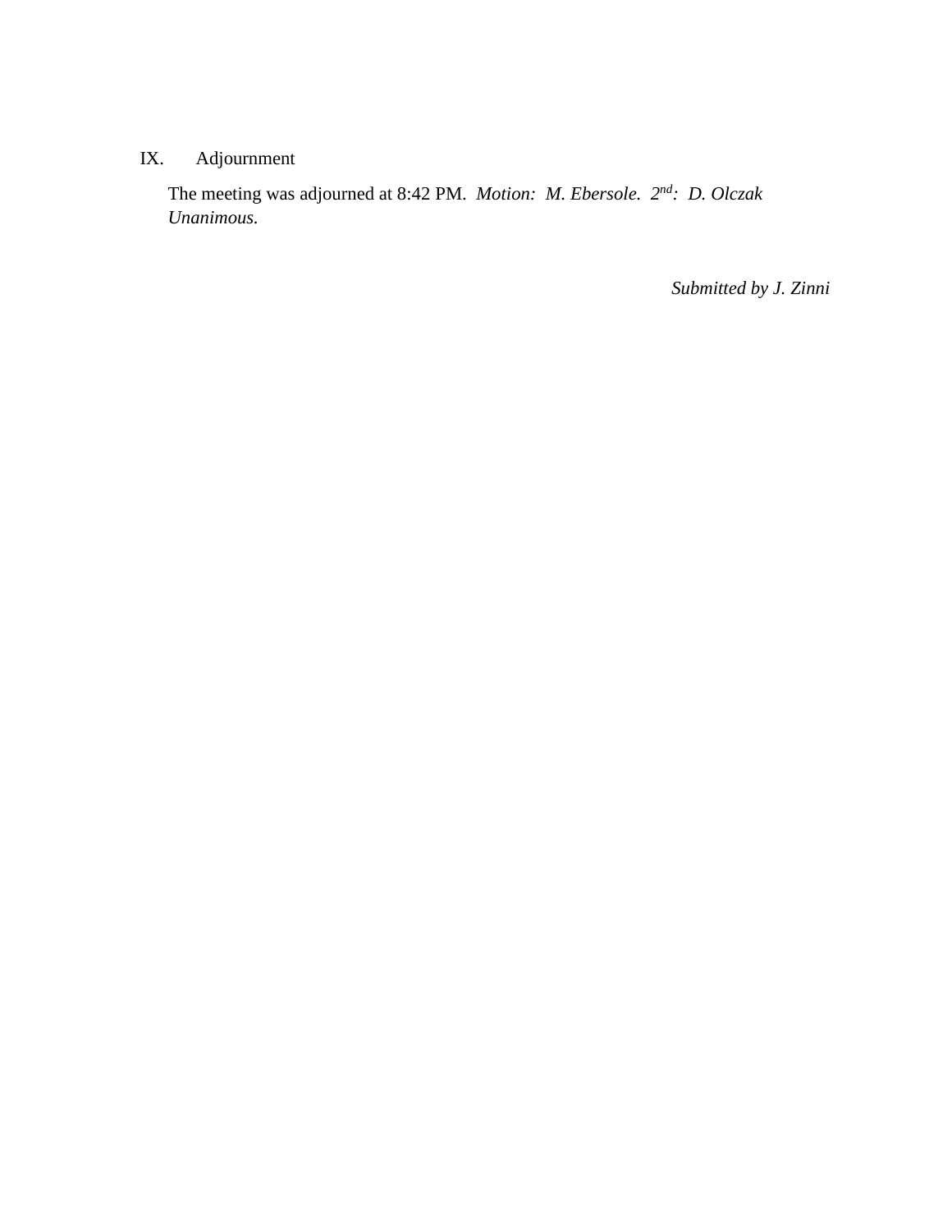IX. Adjournment

The meeting was adjourned at 8:42 PM. *Motion: M. Ebersole. 2nd: D. Olczak Unanimous.*

*Submitted by J. Zinni*